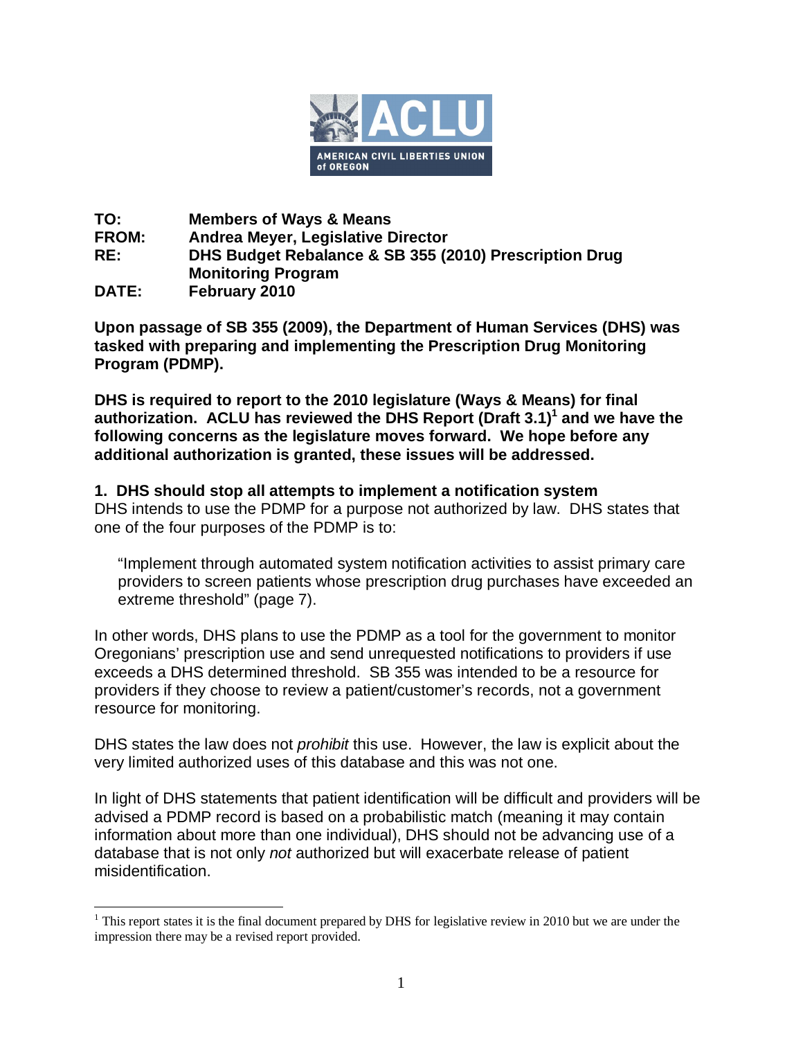ACLU

AMERICAN CIVIL LIBERTIES UNION of OREGON

**TO:** Members of Ways & Means
**FROM:** Andrea Meyer, Legislative Director
**RE:** DHS Budget Rebalance & SB 355 (2010) Prescription Drug Monitoring Program
**DATE:** February 2010

**Upon passage of SB 355 (2009), the Department of Human Services (DHS) was tasked with preparing and implementing the Prescription Drug Monitoring Program (PDMP).**

**DHS is required to report to the 2010 legislature (Ways & Means) for final authorization. ACLU has reviewed the DHS Report (Draft 3.1)[1] and we have the following concerns as the legislature moves forward. We hope before any additional authorization is granted, these issues will be addressed.**

### 1. DHS should stop all attempts to implement a notification system

DHS intends to use the PDMP for a purpose not authorized by law. DHS states that one of the four purposes of the PDMP is to:

> "Implement through automated system notification activities to assist primary care providers to screen patients whose prescription drug purchases have exceeded an extreme threshold" (page 7).

In other words, DHS plans to use the PDMP as a tool for the government to monitor Oregonians' prescription use and send unrequested notifications to providers if use exceeds a DHS determined threshold. SB 355 was intended to be a resource for providers if they choose to review a patient/customer's records, not a government resource for monitoring.

DHS states the law does not *prohibit* this use. However, the law is explicit about the very limited authorized uses of this database and this was not one.

In light of DHS statements that patient identification will be difficult and providers will be advised a PDMP record is based on a probabilistic match (meaning it may contain information about more than one individual), DHS should not be advancing use of a database that is not only *not* authorized but will exacerbate release of patient misidentification.

---

[1] This report states it is the final document prepared by DHS for legislative review in 2010 but we are under the impression there may be a revised report provided.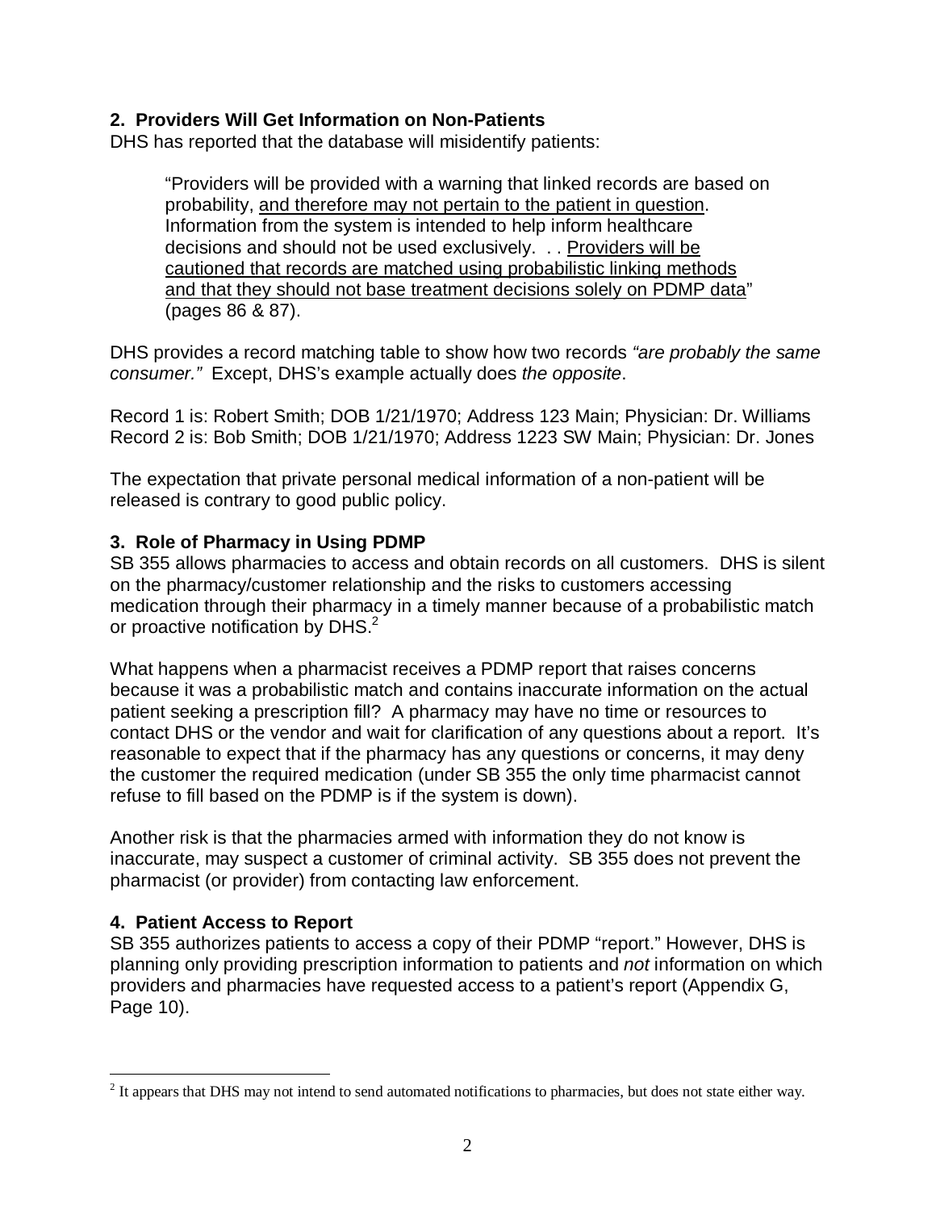**2. Providers Will Get Information on Non-Patients**

DHS has reported that the database will misidentify patients:

> "Providers will be provided with a warning that linked records are based on probability, and therefore may not pertain to the patient in question. Information from the system is intended to help inform healthcare decisions and should not be used exclusively. . . Providers will be cautioned that records are matched using probabilistic linking methods and that they should not base treatment decisions solely on PDMP data" (pages 86 & 87).

DHS provides a record matching table to show how two records *"are probably the same consumer."* Except, DHS's example actually does *the opposite*.

Record 1 is: Robert Smith; DOB 1/21/1970; Address 123 Main; Physician: Dr. Williams
Record 2 is: Bob Smith; DOB 1/21/1970; Address 1223 SW Main; Physician: Dr. Jones

The expectation that private personal medical information of a non-patient will be released is contrary to good public policy.

**3. Role of Pharmacy in Using PDMP**

SB 355 allows pharmacies to access and obtain records on all customers. DHS is silent on the pharmacy/customer relationship and the risks to customers accessing medication through their pharmacy in a timely manner because of a probabilistic match or proactive notification by DHS.[2]

What happens when a pharmacist receives a PDMP report that raises concerns because it was a probabilistic match and contains inaccurate information on the actual patient seeking a prescription fill? A pharmacy may have no time or resources to contact DHS or the vendor and wait for clarification of any questions about a report. It's reasonable to expect that if the pharmacy has any questions or concerns, it may deny the customer the required medication (under SB 355 the only time pharmacist cannot refuse to fill based on the PDMP is if the system is down).

Another risk is that the pharmacies armed with information they do not know is inaccurate, may suspect a customer of criminal activity. SB 355 does not prevent the pharmacist (or provider) from contacting law enforcement.

**4. Patient Access to Report**

SB 355 authorizes patients to access a copy of their PDMP "report." However, DHS is planning only providing prescription information to patients and *not* information on which providers and pharmacies have requested access to a patient's report (Appendix G, Page 10).

[2] It appears that DHS may not intend to send automated notifications to pharmacies, but does not state either way.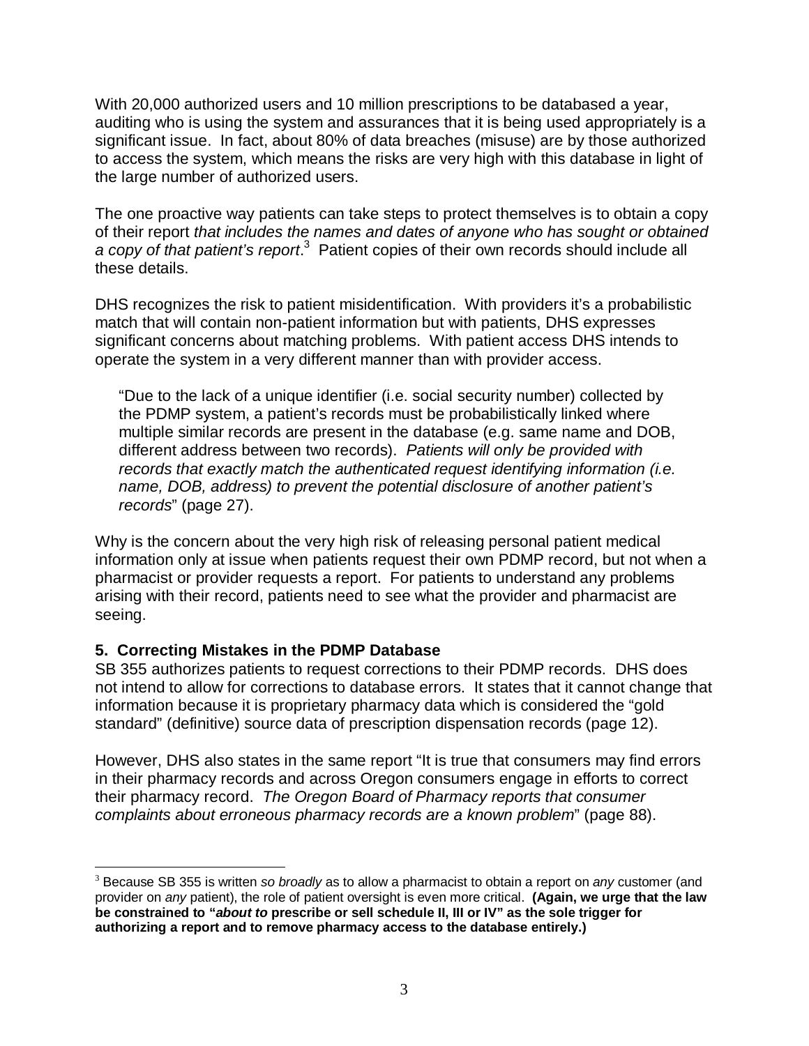With 20,000 authorized users and 10 million prescriptions to be databased a year, auditing who is using the system and assurances that it is being used appropriately is a significant issue. In fact, about 80% of data breaches (misuse) are by those authorized to access the system, which means the risks are very high with this database in light of the large number of authorized users.

The one proactive way patients can take steps to protect themselves is to obtain a copy of their report *that includes the names and dates of anyone who has sought or obtained a copy of that patient's report*.[3] Patient copies of their own records should include all these details.

DHS recognizes the risk to patient misidentification. With providers it's a probabilistic match that will contain non-patient information but with patients, DHS expresses significant concerns about matching problems. With patient access DHS intends to operate the system in a very different manner than with provider access.

> "Due to the lack of a unique identifier (i.e. social security number) collected by the PDMP system, a patient's records must be probabilistically linked where multiple similar records are present in the database (e.g. same name and DOB, different address between two records). *Patients will only be provided with records that exactly match the authenticated request identifying information (i.e. name, DOB, address) to prevent the potential disclosure of another patient's records*" (page 27).

Why is the concern about the very high risk of releasing personal patient medical information only at issue when patients request their own PDMP record, but not when a pharmacist or provider requests a report. For patients to understand any problems arising with their record, patients need to see what the provider and pharmacist are seeing.

### 5. Correcting Mistakes in the PDMP Database

SB 355 authorizes patients to request corrections to their PDMP records. DHS does not intend to allow for corrections to database errors. It states that it cannot change that information because it is proprietary pharmacy data which is considered the "gold standard" (definitive) source data of prescription dispensation records (page 12).

However, DHS also states in the same report "It is true that consumers may find errors in their pharmacy records and across Oregon consumers engage in efforts to correct their pharmacy record. *The Oregon Board of Pharmacy reports that consumer complaints about erroneous pharmacy records are a known problem*" (page 88).

---

[3] Because SB 355 is written *so broadly* as to allow a pharmacist to obtain a report on *any* customer (and provider on *any* patient), the role of patient oversight is even more critical. **(Again, we urge that the law be constrained to "*about to* prescribe or sell schedule II, III or IV" as the sole trigger for authorizing a report and to remove pharmacy access to the database entirely.)**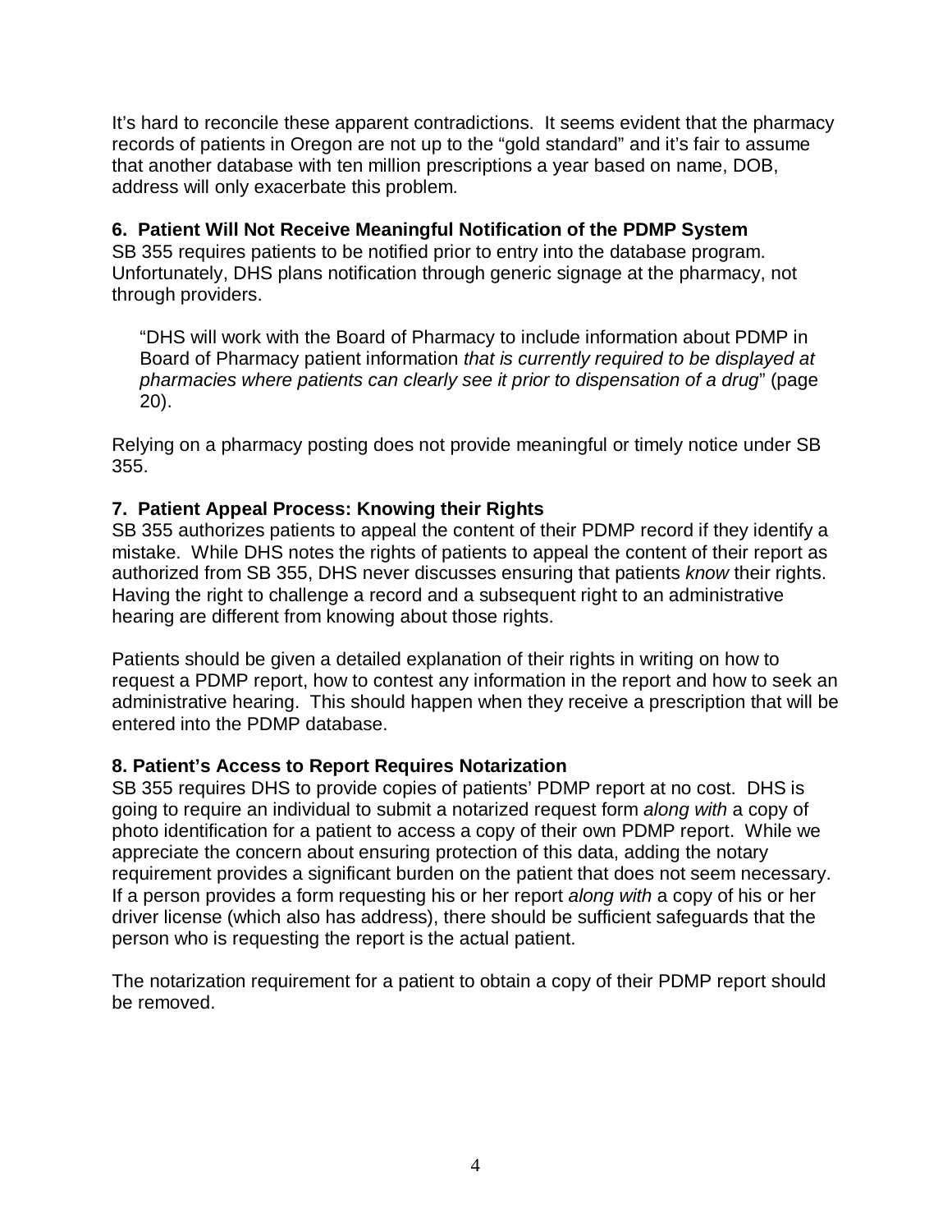It's hard to reconcile these apparent contradictions. It seems evident that the pharmacy records of patients in Oregon are not up to the "gold standard" and it's fair to assume that another database with ten million prescriptions a year based on name, DOB, address will only exacerbate this problem.

**6. Patient Will Not Receive Meaningful Notification of the PDMP System**

SB 355 requires patients to be notified prior to entry into the database program. Unfortunately, DHS plans notification through generic signage at the pharmacy, not through providers.

> "DHS will work with the Board of Pharmacy to include information about PDMP in Board of Pharmacy patient information *that is currently required to be displayed at pharmacies where patients can clearly see it prior to dispensation of a drug*" (page 20).

Relying on a pharmacy posting does not provide meaningful or timely notice under SB 355.

**7. Patient Appeal Process: Knowing their Rights**

SB 355 authorizes patients to appeal the content of their PDMP record if they identify a mistake. While DHS notes the rights of patients to appeal the content of their report as authorized from SB 355, DHS never discusses ensuring that patients *know* their rights. Having the right to challenge a record and a subsequent right to an administrative hearing are different from knowing about those rights.

Patients should be given a detailed explanation of their rights in writing on how to request a PDMP report, how to contest any information in the report and how to seek an administrative hearing. This should happen when they receive a prescription that will be entered into the PDMP database.

**8. Patient's Access to Report Requires Notarization**

SB 355 requires DHS to provide copies of patients' PDMP report at no cost. DHS is going to require an individual to submit a notarized request form *along with* a copy of photo identification for a patient to access a copy of their own PDMP report. While we appreciate the concern about ensuring protection of this data, adding the notary requirement provides a significant burden on the patient that does not seem necessary. If a person provides a form requesting his or her report *along with* a copy of his or her driver license (which also has address), there should be sufficient safeguards that the person who is requesting the report is the actual patient.

The notarization requirement for a patient to obtain a copy of their PDMP report should be removed.